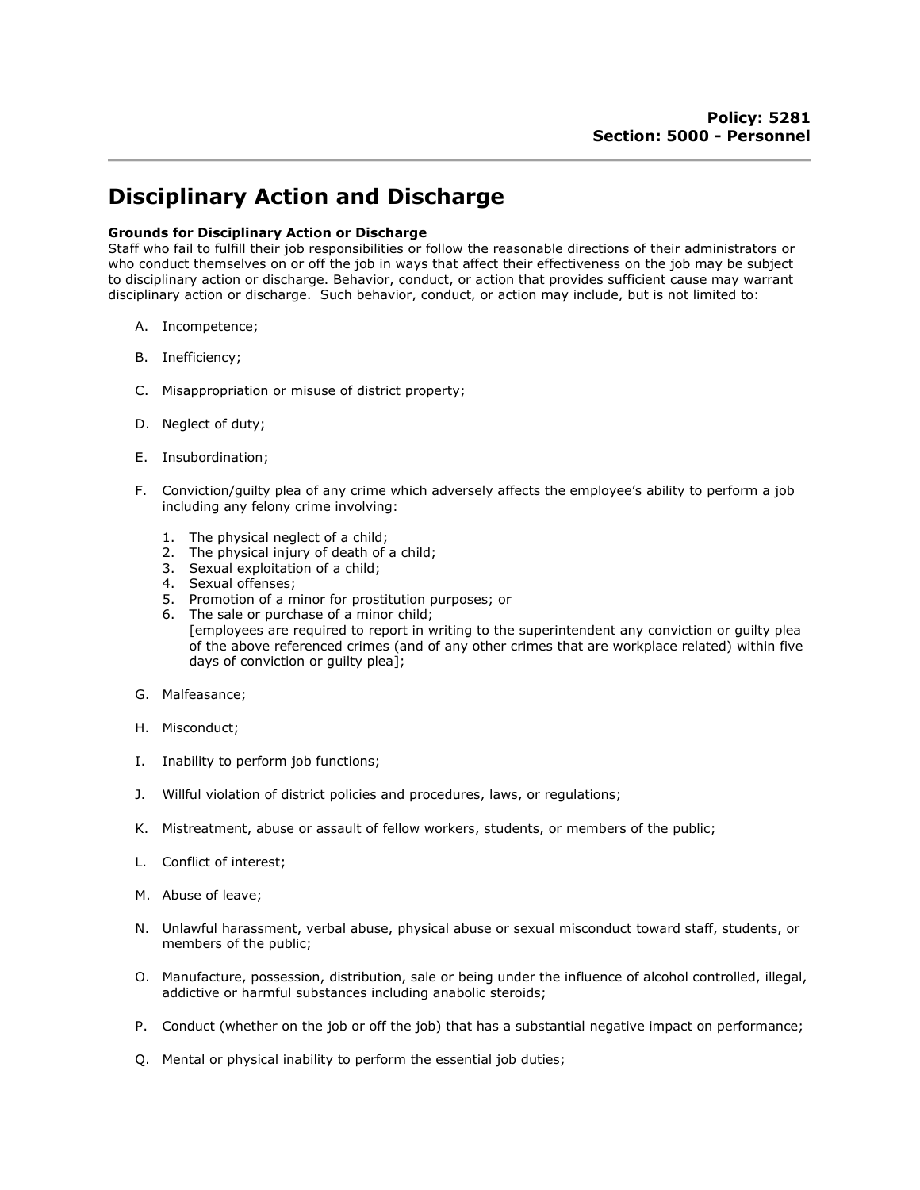**Policy: 5281**
**Section: 5000 - Personnel**

# Disciplinary Action and Discharge

**Grounds for Disciplinary Action or Discharge**

Staff who fail to fulfill their job responsibilities or follow the reasonable directions of their administrators or who conduct themselves on or off the job in ways that affect their effectiveness on the job may be subject to disciplinary action or discharge. Behavior, conduct, or action that provides sufficient cause may warrant disciplinary action or discharge. Such behavior, conduct, or action may include, but is not limited to:

A. Incompetence;

B. Inefficiency;

C. Misappropriation or misuse of district property;

D. Neglect of duty;

E. Insubordination;

F. Conviction/guilty plea of any crime which adversely affects the employee's ability to perform a job including any felony crime involving:

   1. The physical neglect of a child;
   2. The physical injury of death of a child;
   3. Sexual exploitation of a child;
   4. Sexual offenses;
   5. Promotion of a minor for prostitution purposes; or
   6. The sale or purchase of a minor child;
      [employees are required to report in writing to the superintendent any conviction or guilty plea of the above referenced crimes (and of any other crimes that are workplace related) within five days of conviction or guilty plea];

G. Malfeasance;

H. Misconduct;

I. Inability to perform job functions;

J. Willful violation of district policies and procedures, laws, or regulations;

K. Mistreatment, abuse or assault of fellow workers, students, or members of the public;

L. Conflict of interest;

M. Abuse of leave;

N. Unlawful harassment, verbal abuse, physical abuse or sexual misconduct toward staff, students, or members of the public;

O. Manufacture, possession, distribution, sale or being under the influence of alcohol controlled, illegal, addictive or harmful substances including anabolic steroids;

P. Conduct (whether on the job or off the job) that has a substantial negative impact on performance;

Q. Mental or physical inability to perform the essential job duties;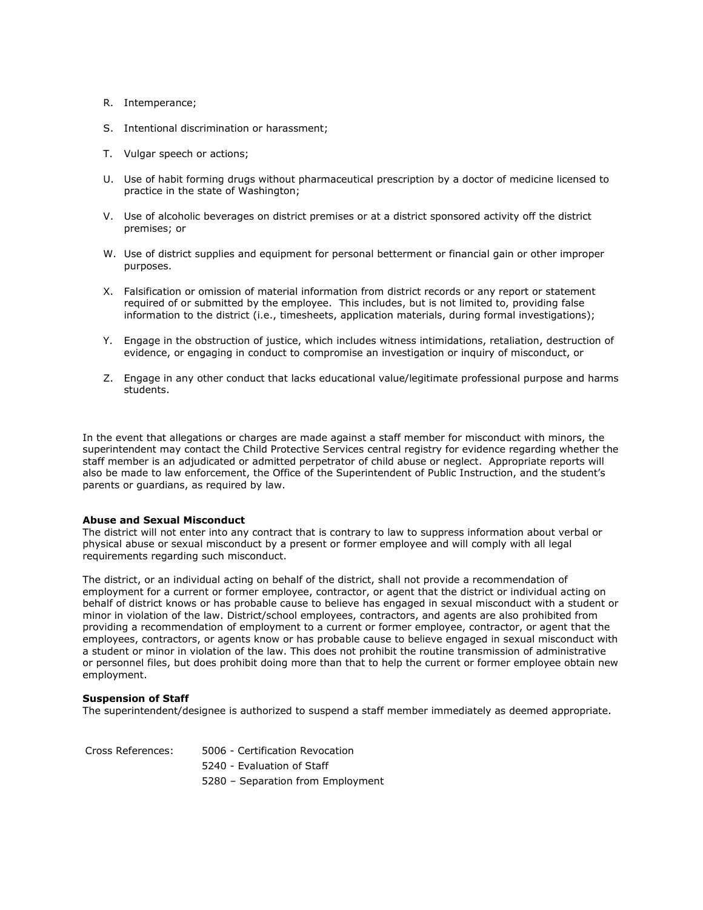R. Intemperance;

S. Intentional discrimination or harassment;

T. Vulgar speech or actions;

U. Use of habit forming drugs without pharmaceutical prescription by a doctor of medicine licensed to practice in the state of Washington;

V. Use of alcoholic beverages on district premises or at a district sponsored activity off the district premises; or

W. Use of district supplies and equipment for personal betterment or financial gain or other improper purposes.

X. Falsification or omission of material information from district records or any report or statement required of or submitted by the employee. This includes, but is not limited to, providing false information to the district (i.e., timesheets, application materials, during formal investigations);

Y. Engage in the obstruction of justice, which includes witness intimidations, retaliation, destruction of evidence, or engaging in conduct to compromise an investigation or inquiry of misconduct, or

Z. Engage in any other conduct that lacks educational value/legitimate professional purpose and harms students.

In the event that allegations or charges are made against a staff member for misconduct with minors, the superintendent may contact the Child Protective Services central registry for evidence regarding whether the staff member is an adjudicated or admitted perpetrator of child abuse or neglect. Appropriate reports will also be made to law enforcement, the Office of the Superintendent of Public Instruction, and the student's parents or guardians, as required by law.

**Abuse and Sexual Misconduct**
The district will not enter into any contract that is contrary to law to suppress information about verbal or physical abuse or sexual misconduct by a present or former employee and will comply with all legal requirements regarding such misconduct.

The district, or an individual acting on behalf of the district, shall not provide a recommendation of employment for a current or former employee, contractor, or agent that the district or individual acting on behalf of district knows or has probable cause to believe has engaged in sexual misconduct with a student or minor in violation of the law. District/school employees, contractors, and agents are also prohibited from providing a recommendation of employment to a current or former employee, contractor, or agent that the employees, contractors, or agents know or has probable cause to believe engaged in sexual misconduct with a student or minor in violation of the law. This does not prohibit the routine transmission of administrative or personnel files, but does prohibit doing more than that to help the current or former employee obtain new employment.

**Suspension of Staff**
The superintendent/designee is authorized to suspend a staff member immediately as deemed appropriate.

Cross References:
- 5006 - Certification Revocation
- 5240 - Evaluation of Staff
- 5280 – Separation from Employment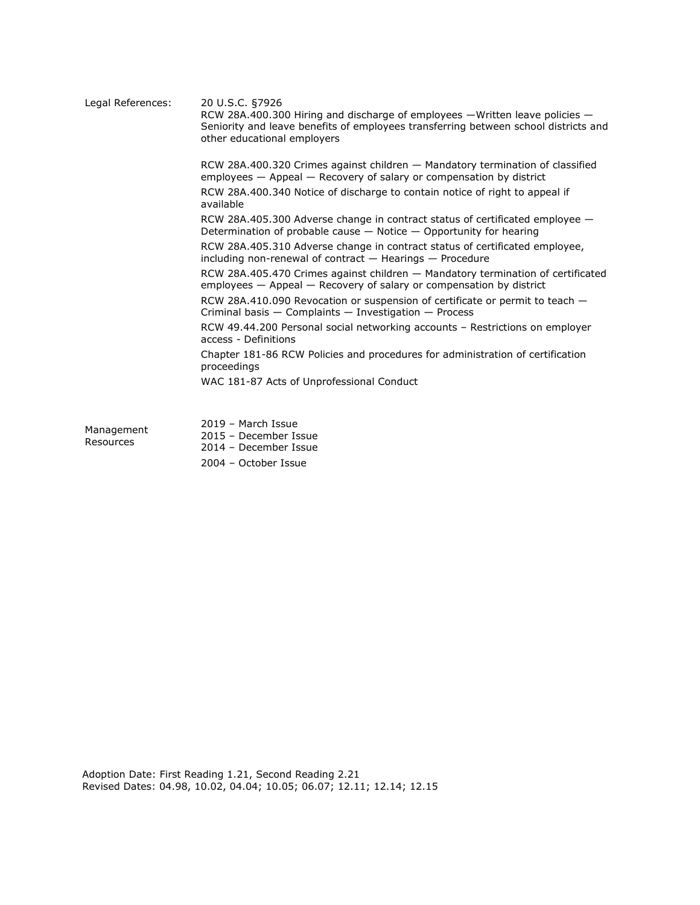Legal References:

20 U.S.C. §7926

RCW 28A.400.300 Hiring and discharge of employees —Written leave policies — Seniority and leave benefits of employees transferring between school districts and other educational employers

RCW 28A.400.320 Crimes against children — Mandatory termination of classified employees — Appeal — Recovery of salary or compensation by district

RCW 28A.400.340 Notice of discharge to contain notice of right to appeal if available

RCW 28A.405.300 Adverse change in contract status of certificated employee — Determination of probable cause — Notice — Opportunity for hearing

RCW 28A.405.310 Adverse change in contract status of certificated employee, including non-renewal of contract — Hearings — Procedure

RCW 28A.405.470 Crimes against children — Mandatory termination of certificated employees — Appeal — Recovery of salary or compensation by district

RCW 28A.410.090 Revocation or suspension of certificate or permit to teach — Criminal basis — Complaints — Investigation — Process

RCW 49.44.200 Personal social networking accounts – Restrictions on employer access - Definitions

Chapter 181-86 RCW Policies and procedures for administration of certification proceedings

WAC 181-87 Acts of Unprofessional Conduct

Management Resources

2019 – March Issue
2015 – December Issue
2014 – December Issue
2004 – October Issue

Adoption Date: First Reading 1.21, Second Reading 2.21
Revised Dates: 04.98, 10.02, 04.04; 10.05; 06.07; 12.11; 12.14; 12.15